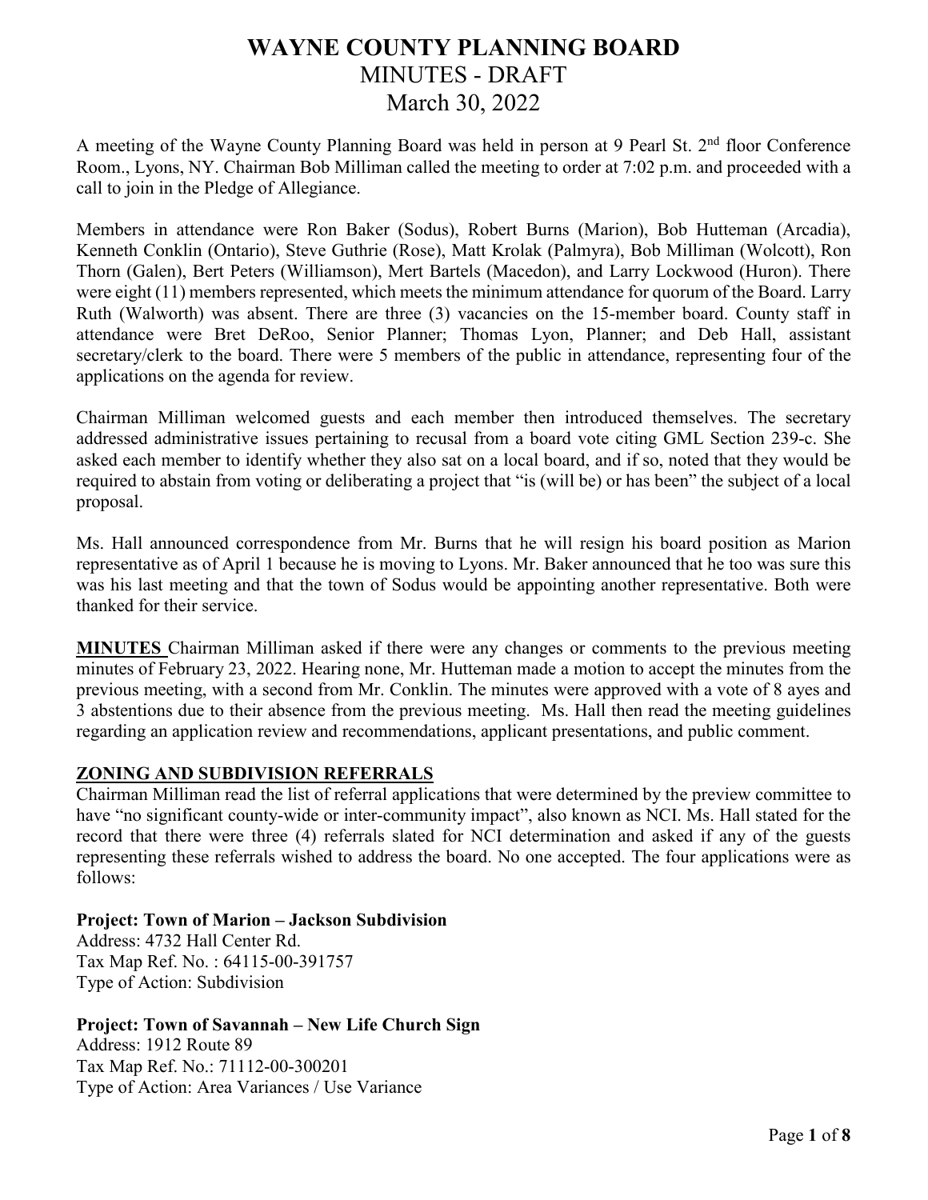# WAYNE COUNTY PLANNING BOARD

## MINUTES - DRAFT

## March 30, 2022

A meeting of the Wayne County Planning Board was held in person at 9 Pearl St. 2nd floor Conference Room., Lyons, NY. Chairman Bob Milliman called the meeting to order at 7:02 p.m. and proceeded with a call to join in the Pledge of Allegiance.

Members in attendance were Ron Baker (Sodus), Robert Burns (Marion), Bob Hutteman (Arcadia), Kenneth Conklin (Ontario), Steve Guthrie (Rose), Matt Krolak (Palmyra), Bob Milliman (Wolcott), Ron Thorn (Galen), Bert Peters (Williamson), Mert Bartels (Macedon), and Larry Lockwood (Huron). There were eight (11) members represented, which meets the minimum attendance for quorum of the Board. Larry Ruth (Walworth) was absent. There are three (3) vacancies on the 15-member board. County staff in attendance were Bret DeRoo, Senior Planner; Thomas Lyon, Planner; and Deb Hall, assistant secretary/clerk to the board. There were 5 members of the public in attendance, representing four of the applications on the agenda for review.

Chairman Milliman welcomed guests and each member then introduced themselves. The secretary addressed administrative issues pertaining to recusal from a board vote citing GML Section 239-c. She asked each member to identify whether they also sat on a local board, and if so, noted that they would be required to abstain from voting or deliberating a project that "is (will be) or has been" the subject of a local proposal.

Ms. Hall announced correspondence from Mr. Burns that he will resign his board position as Marion representative as of April 1 because he is moving to Lyons. Mr. Baker announced that he too was sure this was his last meeting and that the town of Sodus would be appointing another representative. Both were thanked for their service.

**MINUTES** Chairman Milliman asked if there were any changes or comments to the previous meeting minutes of February 23, 2022. Hearing none, Mr. Hutteman made a motion to accept the minutes from the previous meeting, with a second from Mr. Conklin. The minutes were approved with a vote of 8 ayes and 3 abstentions due to their absence from the previous meeting. Ms. Hall then read the meeting guidelines regarding an application review and recommendations, applicant presentations, and public comment.

**ZONING AND SUBDIVISION REFERRALS**

Chairman Milliman read the list of referral applications that were determined by the preview committee to have "no significant county-wide or inter-community impact", also known as NCI. Ms. Hall stated for the record that there were three (4) referrals slated for NCI determination and asked if any of the guests representing these referrals wished to address the board. No one accepted. The four applications were as follows:

**Project: Town of Marion – Jackson Subdivision**
Address: 4732 Hall Center Rd.
Tax Map Ref. No. : 64115-00-391757
Type of Action: Subdivision

**Project: Town of Savannah – New Life Church Sign**
Address: 1912 Route 89
Tax Map Ref. No.: 71112-00-300201
Type of Action: Area Variances / Use Variance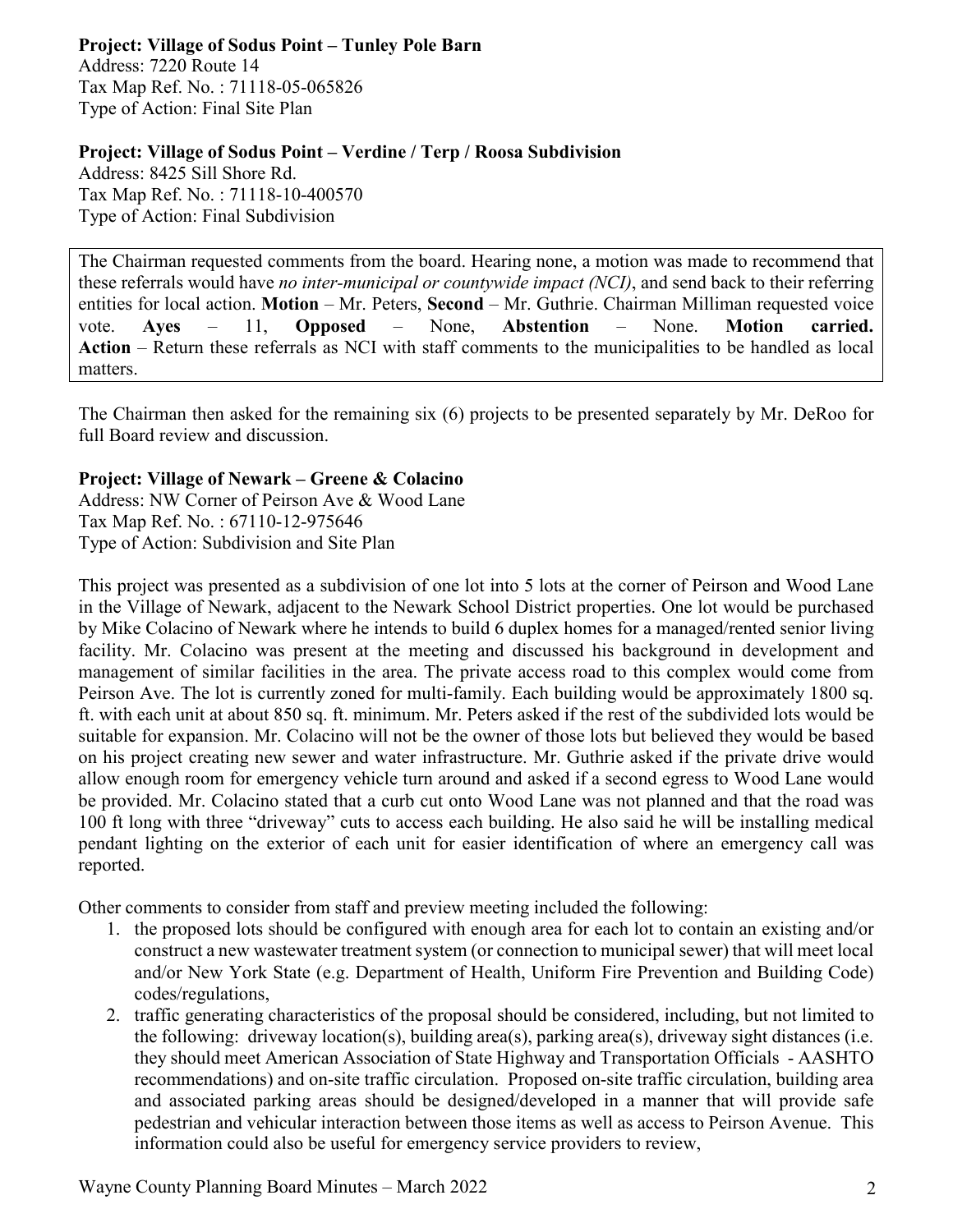**Project: Village of Sodus Point – Tunley Pole Barn**
Address: 7220 Route 14
Tax Map Ref. No. : 71118-05-065826
Type of Action: Final Site Plan

**Project: Village of Sodus Point – Verdine / Terp / Roosa Subdivision**
Address: 8425 Sill Shore Rd.
Tax Map Ref. No. : 71118-10-400570
Type of Action: Final Subdivision

The Chairman requested comments from the board. Hearing none, a motion was made to recommend that these referrals would have *no inter-municipal or countywide impact (NCI)*, and send back to their referring entities for local action. **Motion** – Mr. Peters, **Second** – Mr. Guthrie. Chairman Milliman requested voice vote. **Ayes** – 11, **Opposed** – None, **Abstention** – None. **Motion carried. Action** – Return these referrals as NCI with staff comments to the municipalities to be handled as local matters.

The Chairman then asked for the remaining six (6) projects to be presented separately by Mr. DeRoo for full Board review and discussion.

**Project: Village of Newark – Greene & Colacino**
Address: NW Corner of Peirson Ave & Wood Lane
Tax Map Ref. No. : 67110-12-975646
Type of Action: Subdivision and Site Plan

This project was presented as a subdivision of one lot into 5 lots at the corner of Peirson and Wood Lane in the Village of Newark, adjacent to the Newark School District properties. One lot would be purchased by Mike Colacino of Newark where he intends to build 6 duplex homes for a managed/rented senior living facility. Mr. Colacino was present at the meeting and discussed his background in development and management of similar facilities in the area. The private access road to this complex would come from Peirson Ave. The lot is currently zoned for multi-family. Each building would be approximately 1800 sq. ft. with each unit at about 850 sq. ft. minimum. Mr. Peters asked if the rest of the subdivided lots would be suitable for expansion. Mr. Colacino will not be the owner of those lots but believed they would be based on his project creating new sewer and water infrastructure. Mr. Guthrie asked if the private drive would allow enough room for emergency vehicle turn around and asked if a second egress to Wood Lane would be provided. Mr. Colacino stated that a curb cut onto Wood Lane was not planned and that the road was 100 ft long with three "driveway" cuts to access each building. He also said he will be installing medical pendant lighting on the exterior of each unit for easier identification of where an emergency call was reported.

Other comments to consider from staff and preview meeting included the following:

1. the proposed lots should be configured with enough area for each lot to contain an existing and/or construct a new wastewater treatment system (or connection to municipal sewer) that will meet local and/or New York State (e.g. Department of Health, Uniform Fire Prevention and Building Code) codes/regulations,
2. traffic generating characteristics of the proposal should be considered, including, but not limited to the following: driveway location(s), building area(s), parking area(s), driveway sight distances (i.e. they should meet American Association of State Highway and Transportation Officials - AASHTO recommendations) and on-site traffic circulation. Proposed on-site traffic circulation, building area and associated parking areas should be designed/developed in a manner that will provide safe pedestrian and vehicular interaction between those items as well as access to Peirson Avenue. This information could also be useful for emergency service providers to review,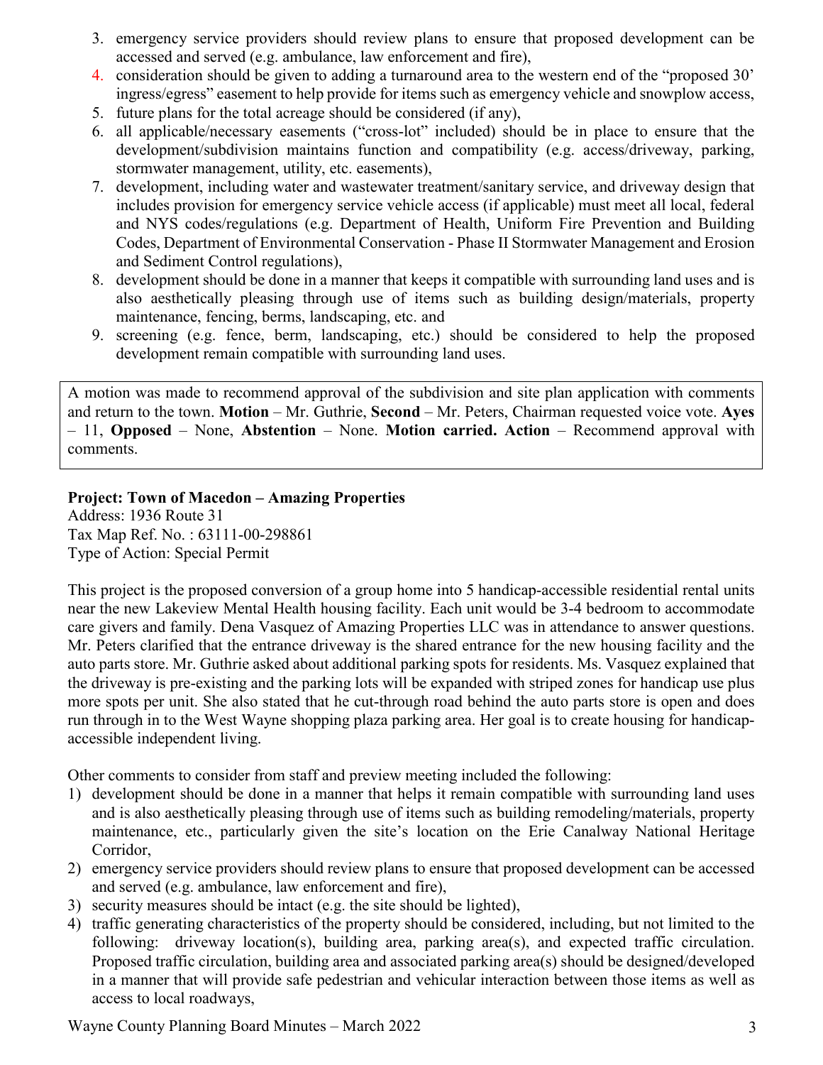3. emergency service providers should review plans to ensure that proposed development can be accessed and served (e.g. ambulance, law enforcement and fire),
4. consideration should be given to adding a turnaround area to the western end of the "proposed 30' ingress/egress" easement to help provide for items such as emergency vehicle and snowplow access,
5. future plans for the total acreage should be considered (if any),
6. all applicable/necessary easements ("cross-lot" included) should be in place to ensure that the development/subdivision maintains function and compatibility (e.g. access/driveway, parking, stormwater management, utility, etc. easements),
7. development, including water and wastewater treatment/sanitary service, and driveway design that includes provision for emergency service vehicle access (if applicable) must meet all local, federal and NYS codes/regulations (e.g. Department of Health, Uniform Fire Prevention and Building Codes, Department of Environmental Conservation - Phase II Stormwater Management and Erosion and Sediment Control regulations),
8. development should be done in a manner that keeps it compatible with surrounding land uses and is also aesthetically pleasing through use of items such as building design/materials, property maintenance, fencing, berms, landscaping, etc. and
9. screening (e.g. fence, berm, landscaping, etc.) should be considered to help the proposed development remain compatible with surrounding land uses.

A motion was made to recommend approval of the subdivision and site plan application with comments and return to the town. **Motion** – Mr. Guthrie, **Second** – Mr. Peters, Chairman requested voice vote. **Ayes** – 11, **Opposed** – None, **Abstention** – None. **Motion carried. Action** – Recommend approval with comments.

**Project: Town of Macedon – Amazing Properties**
Address: 1936 Route 31
Tax Map Ref. No. : 63111-00-298861
Type of Action: Special Permit

This project is the proposed conversion of a group home into 5 handicap-accessible residential rental units near the new Lakeview Mental Health housing facility. Each unit would be 3-4 bedroom to accommodate care givers and family. Dena Vasquez of Amazing Properties LLC was in attendance to answer questions. Mr. Peters clarified that the entrance driveway is the shared entrance for the new housing facility and the auto parts store. Mr. Guthrie asked about additional parking spots for residents. Ms. Vasquez explained that the driveway is pre-existing and the parking lots will be expanded with striped zones for handicap use plus more spots per unit. She also stated that he cut-through road behind the auto parts store is open and does run through in to the West Wayne shopping plaza parking area. Her goal is to create housing for handicap-accessible independent living.

Other comments to consider from staff and preview meeting included the following:

1) development should be done in a manner that helps it remain compatible with surrounding land uses and is also aesthetically pleasing through use of items such as building remodeling/materials, property maintenance, etc., particularly given the site's location on the Erie Canalway National Heritage Corridor,
2) emergency service providers should review plans to ensure that proposed development can be accessed and served (e.g. ambulance, law enforcement and fire),
3) security measures should be intact (e.g. the site should be lighted),
4) traffic generating characteristics of the property should be considered, including, but not limited to the following: driveway location(s), building area, parking area(s), and expected traffic circulation. Proposed traffic circulation, building area and associated parking area(s) should be designed/developed in a manner that will provide safe pedestrian and vehicular interaction between those items as well as access to local roadways,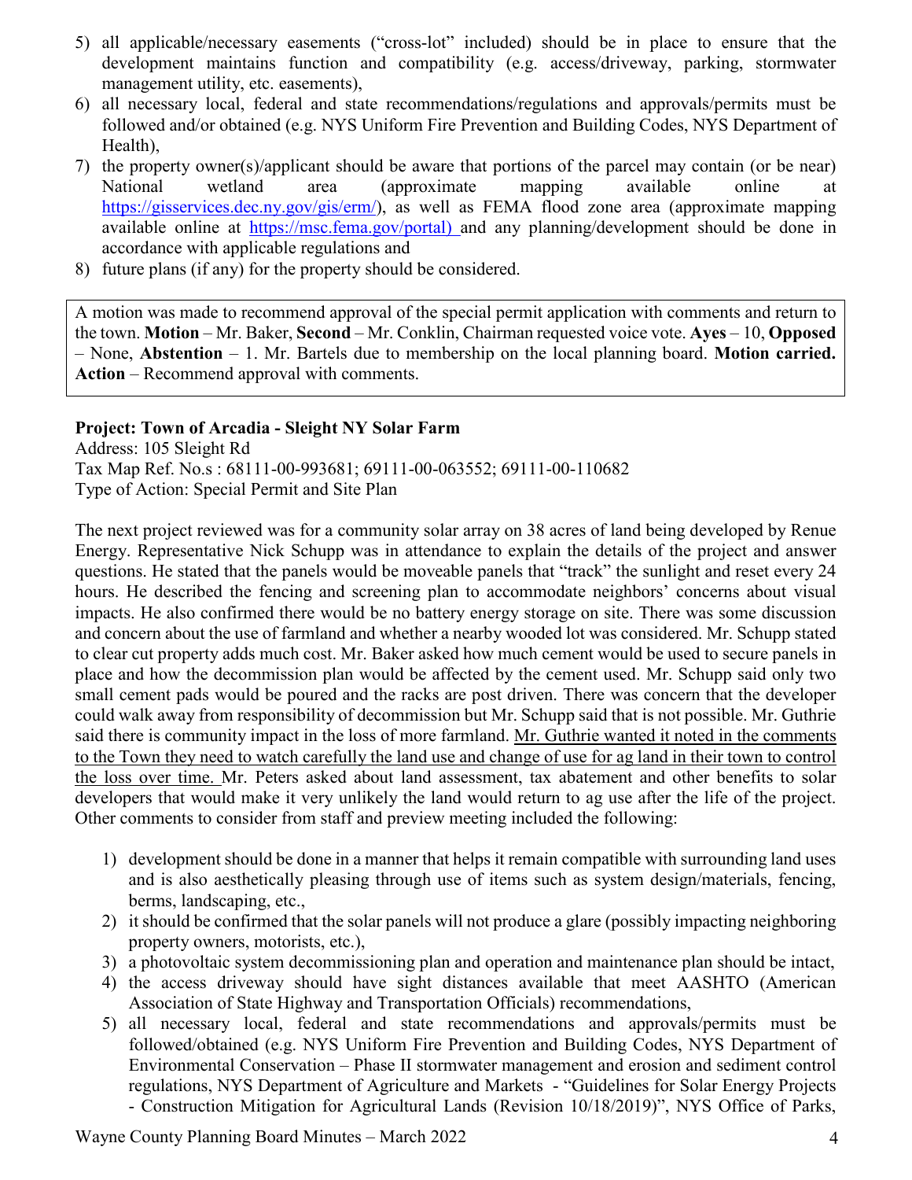5) all applicable/necessary easements ("cross-lot" included) should be in place to ensure that the development maintains function and compatibility (e.g. access/driveway, parking, stormwater management utility, etc. easements),
6) all necessary local, federal and state recommendations/regulations and approvals/permits must be followed and/or obtained (e.g. NYS Uniform Fire Prevention and Building Codes, NYS Department of Health),
7) the property owner(s)/applicant should be aware that portions of the parcel may contain (or be near) National wetland area (approximate mapping available online at https://gisservices.dec.ny.gov/gis/erm/), as well as FEMA flood zone area (approximate mapping available online at https://msc.fema.gov/portal) and any planning/development should be done in accordance with applicable regulations and
8) future plans (if any) for the property should be considered.

A motion was made to recommend approval of the special permit application with comments and return to the town. **Motion** – Mr. Baker, **Second** – Mr. Conklin, Chairman requested voice vote. **Ayes** – 10, **Opposed** – None, **Abstention** – 1. Mr. Bartels due to membership on the local planning board. **Motion carried.** **Action** – Recommend approval with comments.

**Project: Town of Arcadia - Sleight NY Solar Farm**
Address: 105 Sleight Rd
Tax Map Ref. No.s : 68111-00-993681; 69111-00-063552; 69111-00-110682
Type of Action: Special Permit and Site Plan

The next project reviewed was for a community solar array on 38 acres of land being developed by Renue Energy. Representative Nick Schupp was in attendance to explain the details of the project and answer questions. He stated that the panels would be moveable panels that "track" the sunlight and reset every 24 hours. He described the fencing and screening plan to accommodate neighbors' concerns about visual impacts. He also confirmed there would be no battery energy storage on site. There was some discussion and concern about the use of farmland and whether a nearby wooded lot was considered. Mr. Schupp stated to clear cut property adds much cost. Mr. Baker asked how much cement would be used to secure panels in place and how the decommission plan would be affected by the cement used. Mr. Schupp said only two small cement pads would be poured and the racks are post driven. There was concern that the developer could walk away from responsibility of decommission but Mr. Schupp said that is not possible. Mr. Guthrie said there is community impact in the loss of more farmland. Mr. Guthrie wanted it noted in the comments to the Town they need to watch carefully the land use and change of use for ag land in their town to control the loss over time. Mr. Peters asked about land assessment, tax abatement and other benefits to solar developers that would make it very unlikely the land would return to ag use after the life of the project. Other comments to consider from staff and preview meeting included the following:

1) development should be done in a manner that helps it remain compatible with surrounding land uses and is also aesthetically pleasing through use of items such as system design/materials, fencing, berms, landscaping, etc.,
2) it should be confirmed that the solar panels will not produce a glare (possibly impacting neighboring property owners, motorists, etc.),
3) a photovoltaic system decommissioning plan and operation and maintenance plan should be intact,
4) the access driveway should have sight distances available that meet AASHTO (American Association of State Highway and Transportation Officials) recommendations,
5) all necessary local, federal and state recommendations and approvals/permits must be followed/obtained (e.g. NYS Uniform Fire Prevention and Building Codes, NYS Department of Environmental Conservation – Phase II stormwater management and erosion and sediment control regulations, NYS Department of Agriculture and Markets - "Guidelines for Solar Energy Projects - Construction Mitigation for Agricultural Lands (Revision 10/18/2019)", NYS Office of Parks,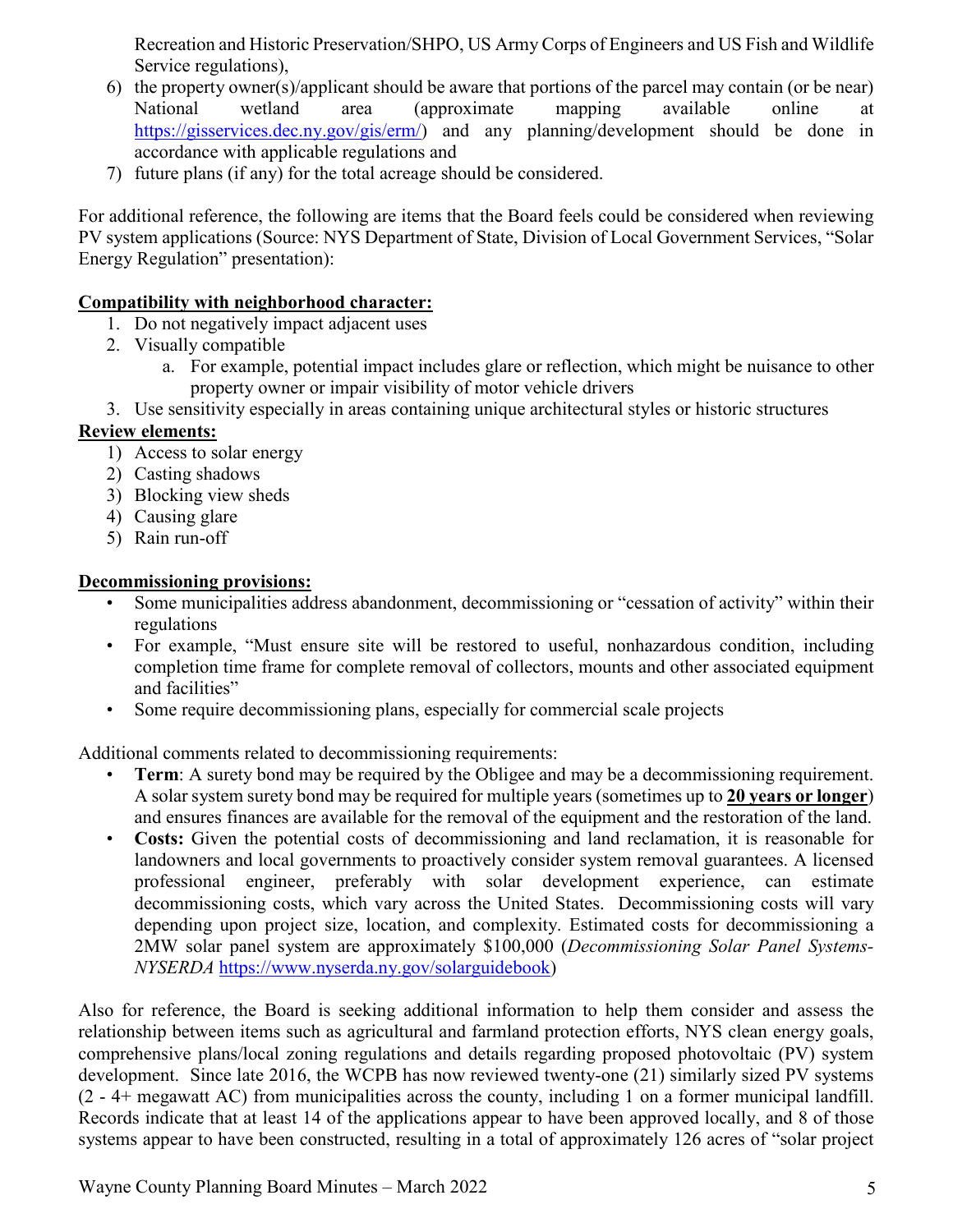Recreation and Historic Preservation/SHPO, US Army Corps of Engineers and US Fish and Wildlife Service regulations),

6) the property owner(s)/applicant should be aware that portions of the parcel may contain (or be near) National wetland area (approximate mapping available online at https://gisservices.dec.ny.gov/gis/erm/) and any planning/development should be done in accordance with applicable regulations and
7) future plans (if any) for the total acreage should be considered.

For additional reference, the following are items that the Board feels could be considered when reviewing PV system applications (Source: NYS Department of State, Division of Local Government Services, "Solar Energy Regulation" presentation):

**<u>Compatibility with neighborhood character:</u>**

1. Do not negatively impact adjacent uses
2. Visually compatible
   a. For example, potential impact includes glare or reflection, which might be nuisance to other property owner or impair visibility of motor vehicle drivers
3. Use sensitivity especially in areas containing unique architectural styles or historic structures

**<u>Review elements:</u>**

1) Access to solar energy
2) Casting shadows
3) Blocking view sheds
4) Causing glare
5) Rain run-off

**<u>Decommissioning provisions:</u>**

- Some municipalities address abandonment, decommissioning or "cessation of activity" within their regulations
- For example, "Must ensure site will be restored to useful, nonhazardous condition, including completion time frame for complete removal of collectors, mounts and other associated equipment and facilities"
- Some require decommissioning plans, especially for commercial scale projects

Additional comments related to decommissioning requirements:

- **Term**: A surety bond may be required by the Obligee and may be a decommissioning requirement. A solar system surety bond may be required for multiple years (sometimes up to **<u>20 years or longer</u>**) and ensures finances are available for the removal of the equipment and the restoration of the land.
- **Costs:** Given the potential costs of decommissioning and land reclamation, it is reasonable for landowners and local governments to proactively consider system removal guarantees. A licensed professional engineer, preferably with solar development experience, can estimate decommissioning costs, which vary across the United States. Decommissioning costs will vary depending upon project size, location, and complexity. Estimated costs for decommissioning a 2MW solar panel system are approximately $100,000 (*Decommissioning Solar Panel Systems-NYSERDA* https://www.nyserda.ny.gov/solarguidebook)

Also for reference, the Board is seeking additional information to help them consider and assess the relationship between items such as agricultural and farmland protection efforts, NYS clean energy goals, comprehensive plans/local zoning regulations and details regarding proposed photovoltaic (PV) system development. Since late 2016, the WCPB has now reviewed twenty-one (21) similarly sized PV systems (2 - 4+ megawatt AC) from municipalities across the county, including 1 on a former municipal landfill. Records indicate that at least 14 of the applications appear to have been approved locally, and 8 of those systems appear to have been constructed, resulting in a total of approximately 126 acres of "solar project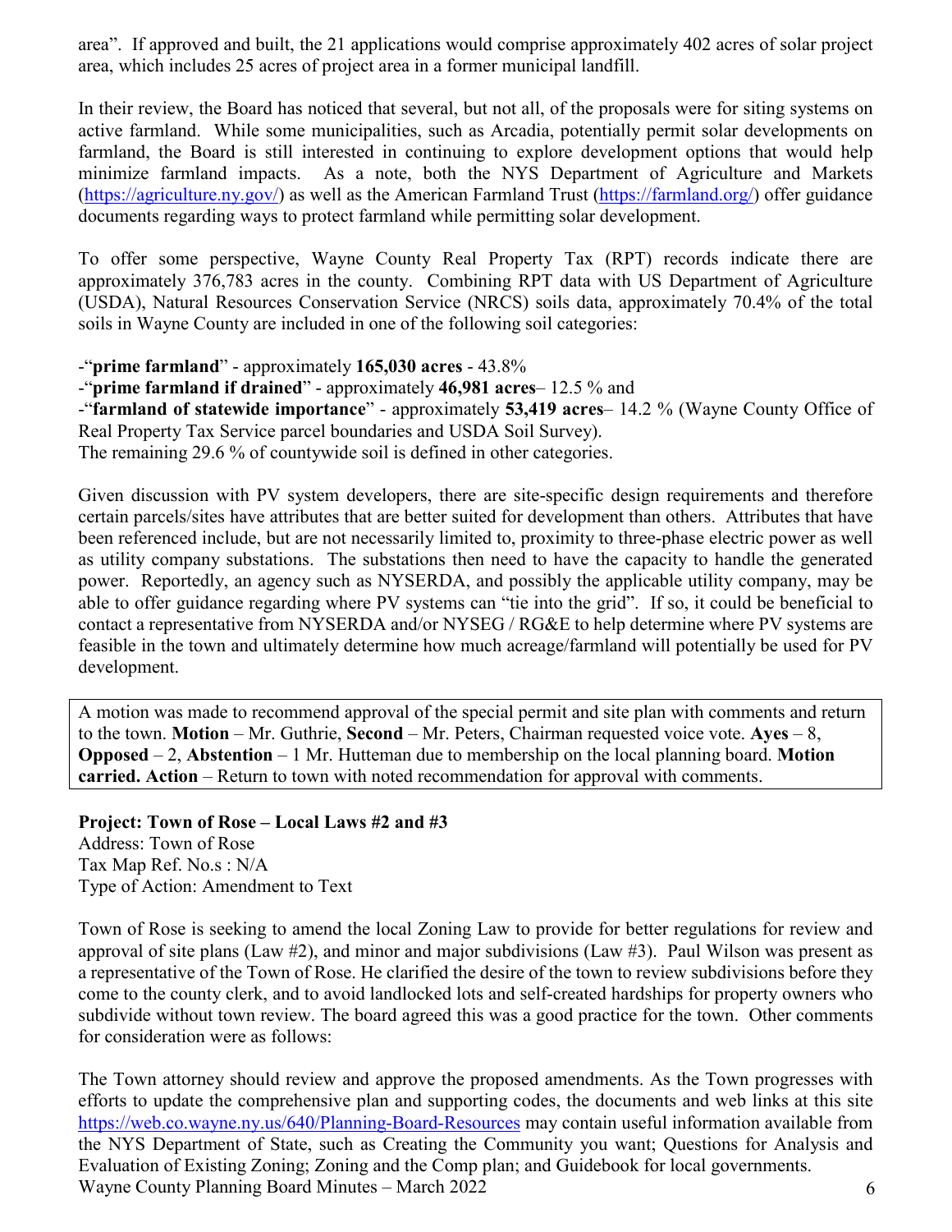area". If approved and built, the 21 applications would comprise approximately 402 acres of solar project area, which includes 25 acres of project area in a former municipal landfill.

In their review, the Board has noticed that several, but not all, of the proposals were for siting systems on active farmland. While some municipalities, such as Arcadia, potentially permit solar developments on farmland, the Board is still interested in continuing to explore development options that would help minimize farmland impacts. As a note, both the NYS Department of Agriculture and Markets (https://agriculture.ny.gov/) as well as the American Farmland Trust (https://farmland.org/) offer guidance documents regarding ways to protect farmland while permitting solar development.

To offer some perspective, Wayne County Real Property Tax (RPT) records indicate there are approximately 376,783 acres in the county. Combining RPT data with US Department of Agriculture (USDA), Natural Resources Conservation Service (NRCS) soils data, approximately 70.4% of the total soils in Wayne County are included in one of the following soil categories:

-"**prime farmland**" - approximately **165,030 acres** - 43.8%
-"**prime farmland if drained**" - approximately **46,981 acres**– 12.5 % and
-"**farmland of statewide importance**" - approximately **53,419 acres**– 14.2 % (Wayne County Office of Real Property Tax Service parcel boundaries and USDA Soil Survey).
The remaining 29.6 % of countywide soil is defined in other categories.

Given discussion with PV system developers, there are site-specific design requirements and therefore certain parcels/sites have attributes that are better suited for development than others. Attributes that have been referenced include, but are not necessarily limited to, proximity to three-phase electric power as well as utility company substations. The substations then need to have the capacity to handle the generated power. Reportedly, an agency such as NYSERDA, and possibly the applicable utility company, may be able to offer guidance regarding where PV systems can "tie into the grid". If so, it could be beneficial to contact a representative from NYSERDA and/or NYSEG / RG&E to help determine where PV systems are feasible in the town and ultimately determine how much acreage/farmland will potentially be used for PV development.

A motion was made to recommend approval of the special permit and site plan with comments and return to the town. **Motion** – Mr. Guthrie, **Second** – Mr. Peters, Chairman requested voice vote. **Ayes** – 8, **Opposed** – 2, **Abstention** – 1 Mr. Hutteman due to membership on the local planning board. **Motion carried. Action** – Return to town with noted recommendation for approval with comments.

**Project: Town of Rose – Local Laws #2 and #3**
Address: Town of Rose
Tax Map Ref. No.s : N/A
Type of Action: Amendment to Text

Town of Rose is seeking to amend the local Zoning Law to provide for better regulations for review and approval of site plans (Law #2), and minor and major subdivisions (Law #3). Paul Wilson was present as a representative of the Town of Rose. He clarified the desire of the town to review subdivisions before they come to the county clerk, and to avoid landlocked lots and self-created hardships for property owners who subdivide without town review. The board agreed this was a good practice for the town. Other comments for consideration were as follows:

The Town attorney should review and approve the proposed amendments. As the Town progresses with efforts to update the comprehensive plan and supporting codes, the documents and web links at this site https://web.co.wayne.ny.us/640/Planning-Board-Resources may contain useful information available from the NYS Department of State, such as Creating the Community you want; Questions for Analysis and Evaluation of Existing Zoning; Zoning and the Comp plan; and Guidebook for local governments.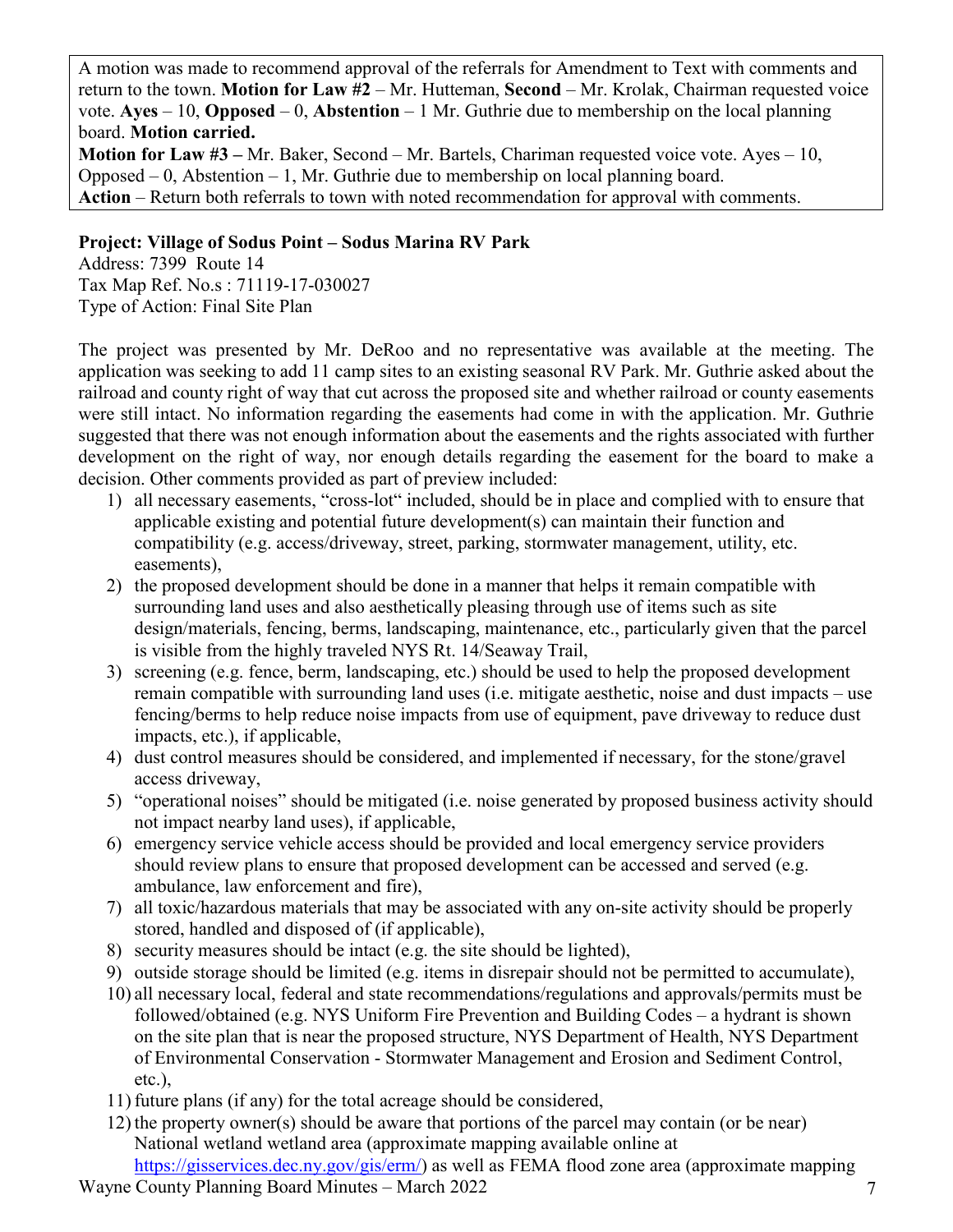A motion was made to recommend approval of the referrals for Amendment to Text with comments and return to the town. **Motion for Law #2** – Mr. Hutteman, **Second** – Mr. Krolak, Chairman requested voice vote. **Ayes** – 10, **Opposed** – 0, **Abstention** – 1 Mr. Guthrie due to membership on the local planning board. **Motion carried.**

**Motion for Law #3 –** Mr. Baker, Second – Mr. Bartels, Chariman requested voice vote. Ayes – 10, Opposed – 0, Abstention – 1, Mr. Guthrie due to membership on local planning board.

**Action** – Return both referrals to town with noted recommendation for approval with comments.

**Project: Village of Sodus Point – Sodus Marina RV Park**

Address: 7399 Route 14

Tax Map Ref. No.s : 71119-17-030027

Type of Action: Final Site Plan

The project was presented by Mr. DeRoo and no representative was available at the meeting. The application was seeking to add 11 camp sites to an existing seasonal RV Park. Mr. Guthrie asked about the railroad and county right of way that cut across the proposed site and whether railroad or county easements were still intact. No information regarding the easements had come in with the application. Mr. Guthrie suggested that there was not enough information about the easements and the rights associated with further development on the right of way, nor enough details regarding the easement for the board to make a decision. Other comments provided as part of preview included:

1) all necessary easements, "cross-lot" included, should be in place and complied with to ensure that applicable existing and potential future development(s) can maintain their function and compatibility (e.g. access/driveway, street, parking, stormwater management, utility, etc. easements),
2) the proposed development should be done in a manner that helps it remain compatible with surrounding land uses and also aesthetically pleasing through use of items such as site design/materials, fencing, berms, landscaping, maintenance, etc., particularly given that the parcel is visible from the highly traveled NYS Rt. 14/Seaway Trail,
3) screening (e.g. fence, berm, landscaping, etc.) should be used to help the proposed development remain compatible with surrounding land uses (i.e. mitigate aesthetic, noise and dust impacts – use fencing/berms to help reduce noise impacts from use of equipment, pave driveway to reduce dust impacts, etc.), if applicable,
4) dust control measures should be considered, and implemented if necessary, for the stone/gravel access driveway,
5) "operational noises" should be mitigated (i.e. noise generated by proposed business activity should not impact nearby land uses), if applicable,
6) emergency service vehicle access should be provided and local emergency service providers should review plans to ensure that proposed development can be accessed and served (e.g. ambulance, law enforcement and fire),
7) all toxic/hazardous materials that may be associated with any on-site activity should be properly stored, handled and disposed of (if applicable),
8) security measures should be intact (e.g. the site should be lighted),
9) outside storage should be limited (e.g. items in disrepair should not be permitted to accumulate),
10) all necessary local, federal and state recommendations/regulations and approvals/permits must be followed/obtained (e.g. NYS Uniform Fire Prevention and Building Codes – a hydrant is shown on the site plan that is near the proposed structure, NYS Department of Health, NYS Department of Environmental Conservation - Stormwater Management and Erosion and Sediment Control, etc.),
11) future plans (if any) for the total acreage should be considered,
12) the property owner(s) should be aware that portions of the parcel may contain (or be near) National wetland wetland area (approximate mapping available online at https://gisservices.dec.ny.gov/gis/erm/) as well as FEMA flood zone area (approximate mapping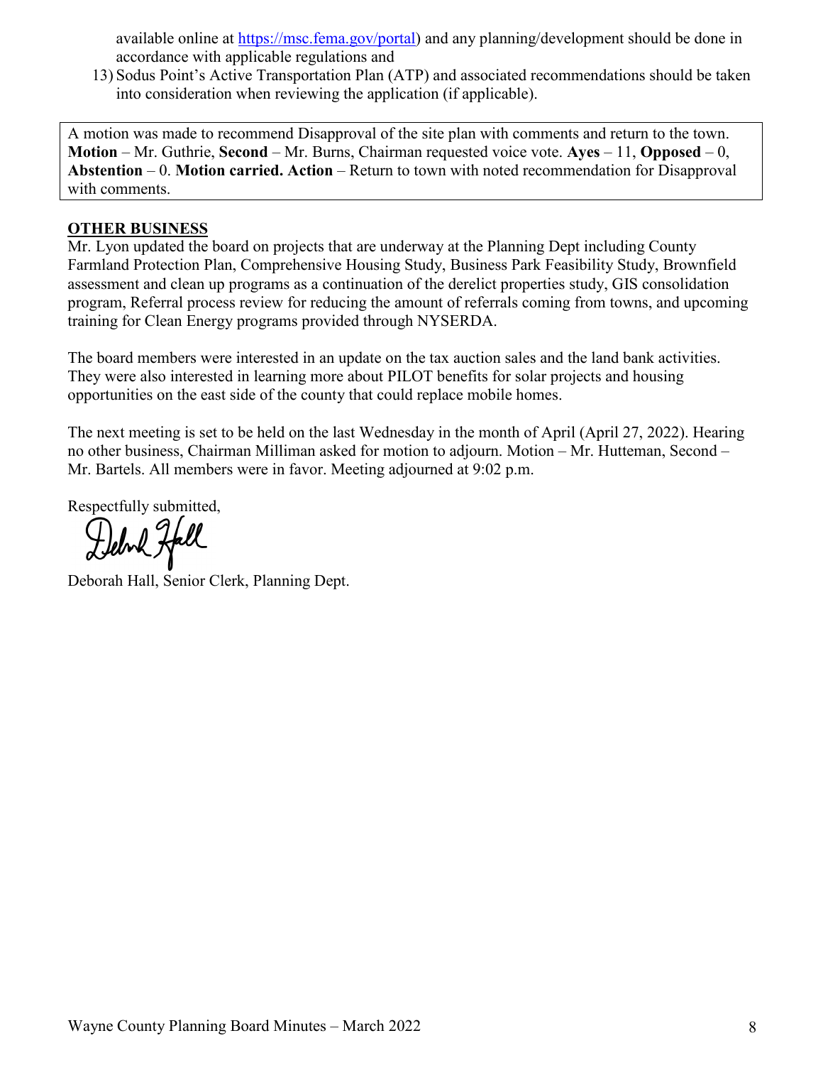available online at https://msc.fema.gov/portal) and any planning/development should be done in accordance with applicable regulations and

13) Sodus Point's Active Transportation Plan (ATP) and associated recommendations should be taken into consideration when reviewing the application (if applicable).

A motion was made to recommend Disapproval of the site plan with comments and return to the town. **Motion** – Mr. Guthrie, **Second** – Mr. Burns, Chairman requested voice vote. **Ayes** – 11, **Opposed** – 0, **Abstention** – 0. **Motion carried. Action** – Return to town with noted recommendation for Disapproval with comments.

## OTHER BUSINESS

Mr. Lyon updated the board on projects that are underway at the Planning Dept including County Farmland Protection Plan, Comprehensive Housing Study, Business Park Feasibility Study, Brownfield assessment and clean up programs as a continuation of the derelict properties study, GIS consolidation program, Referral process review for reducing the amount of referrals coming from towns, and upcoming training for Clean Energy programs provided through NYSERDA.

The board members were interested in an update on the tax auction sales and the land bank activities. They were also interested in learning more about PILOT benefits for solar projects and housing opportunities on the east side of the county that could replace mobile homes.

The next meeting is set to be held on the last Wednesday in the month of April (April 27, 2022). Hearing no other business, Chairman Milliman asked for motion to adjourn. Motion – Mr. Hutteman, Second – Mr. Bartels. All members were in favor. Meeting adjourned at 9:02 p.m.

Respectfully submitted,

Deborah Hall

Deborah Hall, Senior Clerk, Planning Dept.